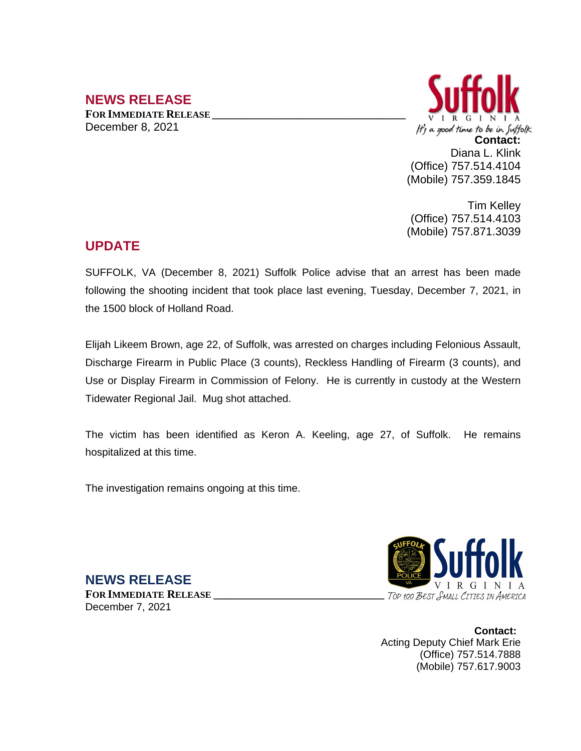## NEWS RELEASE

**FOR IMMEDIATE RELEASE**

December 8, 2021

Suffolk
VIRGINIA
*It's a good time to be in Suffolk*

**Contact:**
Diana L. Klink
(Office) 757.514.4104
(Mobile) 757.359.1845

Tim Kelley
(Office) 757.514.4103
(Mobile) 757.871.3039

## UPDATE

SUFFOLK, VA (December 8, 2021) Suffolk Police advise that an arrest has been made following the shooting incident that took place last evening, Tuesday, December 7, 2021, in the 1500 block of Holland Road.

Elijah Likeem Brown, age 22, of Suffolk, was arrested on charges including Felonious Assault, Discharge Firearm in Public Place (3 counts), Reckless Handling of Firearm (3 counts), and Use or Display Firearm in Commission of Felony. He is currently in custody at the Western Tidewater Regional Jail. Mug shot attached.

The victim has been identified as Keron A. Keeling, age 27, of Suffolk. He remains hospitalized at this time.

The investigation remains ongoing at this time.

## NEWS RELEASE

**FOR IMMEDIATE RELEASE**

December 7, 2021

Suffolk
VIRGINIA
*TOP 100 BEST SMALL CITIES IN AMERICA*

**Contact:**
Acting Deputy Chief Mark Erie
(Office) 757.514.7888
(Mobile) 757.617.9003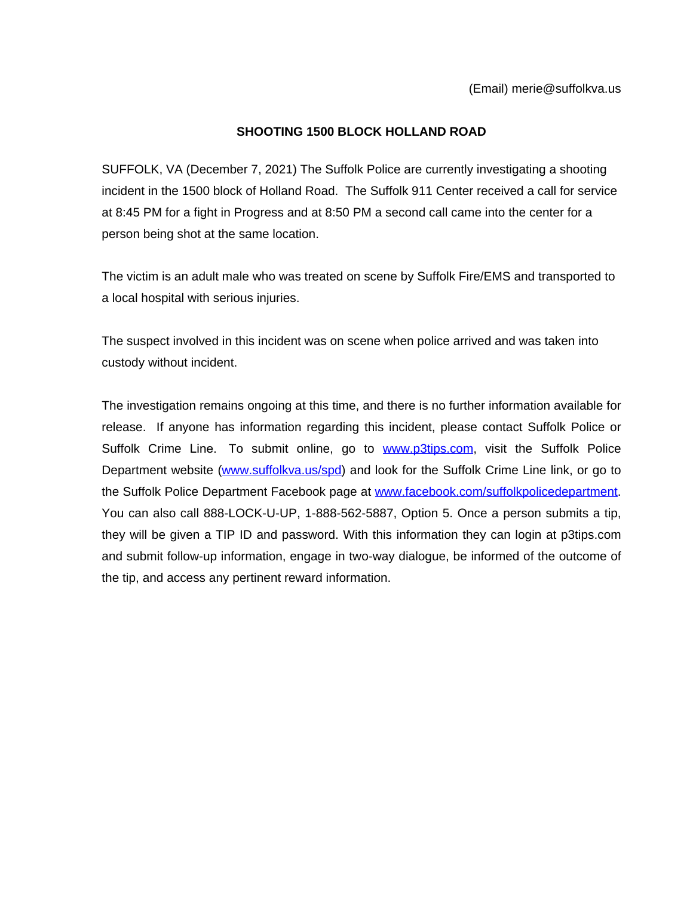(Email) merie@suffolkva.us

**SHOOTING 1500 BLOCK HOLLAND ROAD**

SUFFOLK, VA (December 7, 2021) The Suffolk Police are currently investigating a shooting incident in the 1500 block of Holland Road. The Suffolk 911 Center received a call for service at 8:45 PM for a fight in Progress and at 8:50 PM a second call came into the center for a person being shot at the same location.

The victim is an adult male who was treated on scene by Suffolk Fire/EMS and transported to a local hospital with serious injuries.

The suspect involved in this incident was on scene when police arrived and was taken into custody without incident.

The investigation remains ongoing at this time, and there is no further information available for release. If anyone has information regarding this incident, please contact Suffolk Police or Suffolk Crime Line. To submit online, go to www.p3tips.com, visit the Suffolk Police Department website (www.suffolkva.us/spd) and look for the Suffolk Crime Line link, or go to the Suffolk Police Department Facebook page at www.facebook.com/suffolkpolicedepartment. You can also call 888-LOCK-U-UP, 1-888-562-5887, Option 5. Once a person submits a tip, they will be given a TIP ID and password. With this information they can login at p3tips.com and submit follow-up information, engage in two-way dialogue, be informed of the outcome of the tip, and access any pertinent reward information.